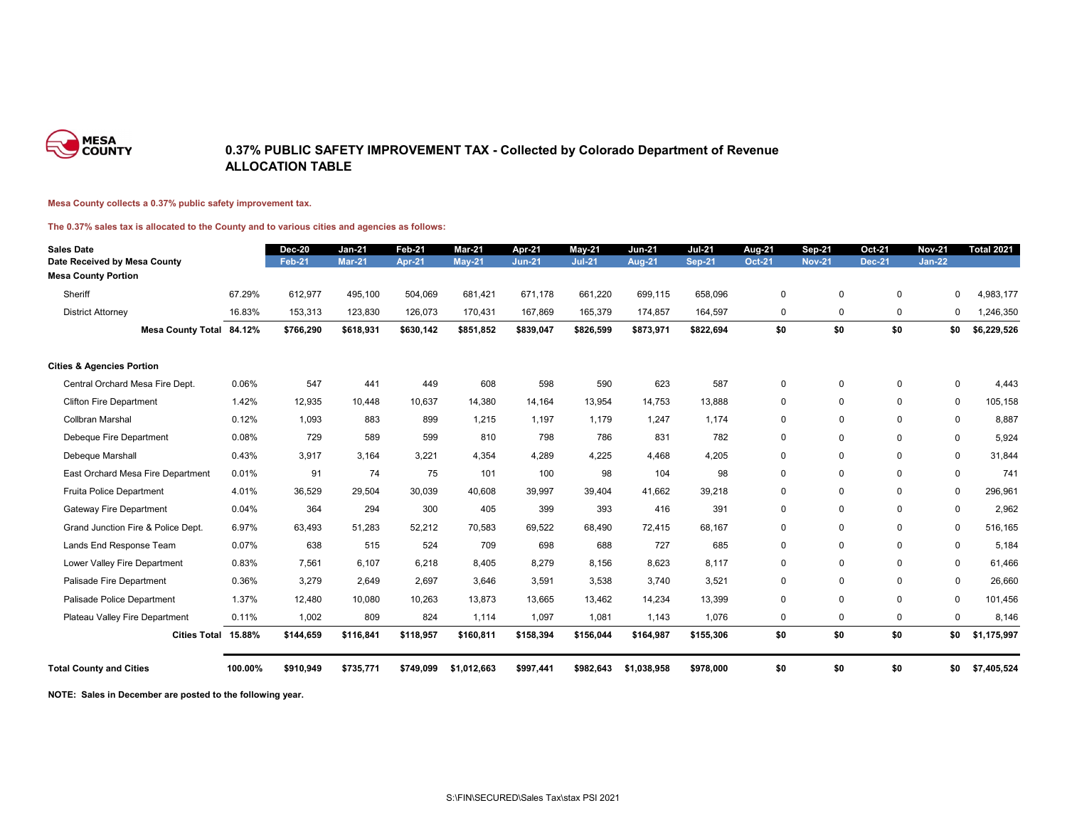MESA COUNTY

# 0.37% PUBLIC SAFETY IMPROVEMENT TAX - Collected by Colorado Department of Revenue
# ALLOCATION TABLE

**Mesa County collects a 0.37% public safety improvement tax.**

**The 0.37% sales tax is allocated to the County and to various cities and agencies as follows:**

| Sales Date | | Dec-20 | Jan-21 | Feb-21 | Mar-21 | Apr-21 | May-21 | Jun-21 | Jul-21 | Aug-21 | Sep-21 | Oct-21 | Nov-21 | Total 2021 |
|---|---|---|---|---|---|---|---|---|---|---|---|---|---|---|
| Date Received by Mesa County | | Feb-21 | Mar-21 | Apr-21 | May-21 | Jun-21 | Jul-21 | Aug-21 | Sep-21 | Oct-21 | Nov-21 | Dec-21 | Jan-22 | |
| **Mesa County Portion** | | | | | | | | | | | | | | |
| Sheriff | 67.29% | 612,977 | 495,100 | 504,069 | 681,421 | 671,178 | 661,220 | 699,115 | 658,096 | 0 | 0 | 0 | 0 | 4,983,177 |
| District Attorney | 16.83% | 153,313 | 123,830 | 126,073 | 170,431 | 167,869 | 165,379 | 174,857 | 164,597 | 0 | 0 | 0 | 0 | 1,246,350 |
| **Mesa County Total** | **84.12%** | **$766,290** | **$618,931** | **$630,142** | **$851,852** | **$839,047** | **$826,599** | **$873,971** | **$822,694** | **$0** | **$0** | **$0** | **$0** | **$6,229,526** |
| **Cities & Agencies Portion** | | | | | | | | | | | | | | |
| Central Orchard Mesa Fire Dept. | 0.06% | 547 | 441 | 449 | 608 | 598 | 590 | 623 | 587 | 0 | 0 | 0 | 0 | 4,443 |
| Clifton Fire Department | 1.42% | 12,935 | 10,448 | 10,637 | 14,380 | 14,164 | 13,954 | 14,753 | 13,888 | 0 | 0 | 0 | 0 | 105,158 |
| Collbran Marshal | 0.12% | 1,093 | 883 | 899 | 1,215 | 1,197 | 1,179 | 1,247 | 1,174 | 0 | 0 | 0 | 0 | 8,887 |
| Debeque Fire Department | 0.08% | 729 | 589 | 599 | 810 | 798 | 786 | 831 | 782 | 0 | 0 | 0 | 0 | 5,924 |
| Debeque Marshall | 0.43% | 3,917 | 3,164 | 3,221 | 4,354 | 4,289 | 4,225 | 4,468 | 4,205 | 0 | 0 | 0 | 0 | 31,844 |
| East Orchard Mesa Fire Department | 0.01% | 91 | 74 | 75 | 101 | 100 | 98 | 104 | 98 | 0 | 0 | 0 | 0 | 741 |
| Fruita Police Department | 4.01% | 36,529 | 29,504 | 30,039 | 40,608 | 39,997 | 39,404 | 41,662 | 39,218 | 0 | 0 | 0 | 0 | 296,961 |
| Gateway Fire Department | 0.04% | 364 | 294 | 300 | 405 | 399 | 393 | 416 | 391 | 0 | 0 | 0 | 0 | 2,962 |
| Grand Junction Fire & Police Dept. | 6.97% | 63,493 | 51,283 | 52,212 | 70,583 | 69,522 | 68,490 | 72,415 | 68,167 | 0 | 0 | 0 | 0 | 516,165 |
| Lands End Response Team | 0.07% | 638 | 515 | 524 | 709 | 698 | 688 | 727 | 685 | 0 | 0 | 0 | 0 | 5,184 |
| Lower Valley Fire Department | 0.83% | 7,561 | 6,107 | 6,218 | 8,405 | 8,279 | 8,156 | 8,623 | 8,117 | 0 | 0 | 0 | 0 | 61,466 |
| Palisade Fire Department | 0.36% | 3,279 | 2,649 | 2,697 | 3,646 | 3,591 | 3,538 | 3,740 | 3,521 | 0 | 0 | 0 | 0 | 26,660 |
| Palisade Police Department | 1.37% | 12,480 | 10,080 | 10,263 | 13,873 | 13,665 | 13,462 | 14,234 | 13,399 | 0 | 0 | 0 | 0 | 101,456 |
| Plateau Valley Fire Department | 0.11% | 1,002 | 809 | 824 | 1,114 | 1,097 | 1,081 | 1,143 | 1,076 | 0 | 0 | 0 | 0 | 8,146 |
| **Cities Total** | **15.88%** | **$144,659** | **$116,841** | **$118,957** | **$160,811** | **$158,394** | **$156,044** | **$164,987** | **$155,306** | **$0** | **$0** | **$0** | **$0** | **$1,175,997** |
| **Total County and Cities** | **100.00%** | **$910,949** | **$735,771** | **$749,099** | **$1,012,663** | **$997,441** | **$982,643** | **$1,038,958** | **$978,000** | **$0** | **$0** | **$0** | **$0** | **$7,405,524** |

**NOTE: Sales in December are posted to the following year.**

S:\FIN\SECURED\Sales Tax\stax PSI 2021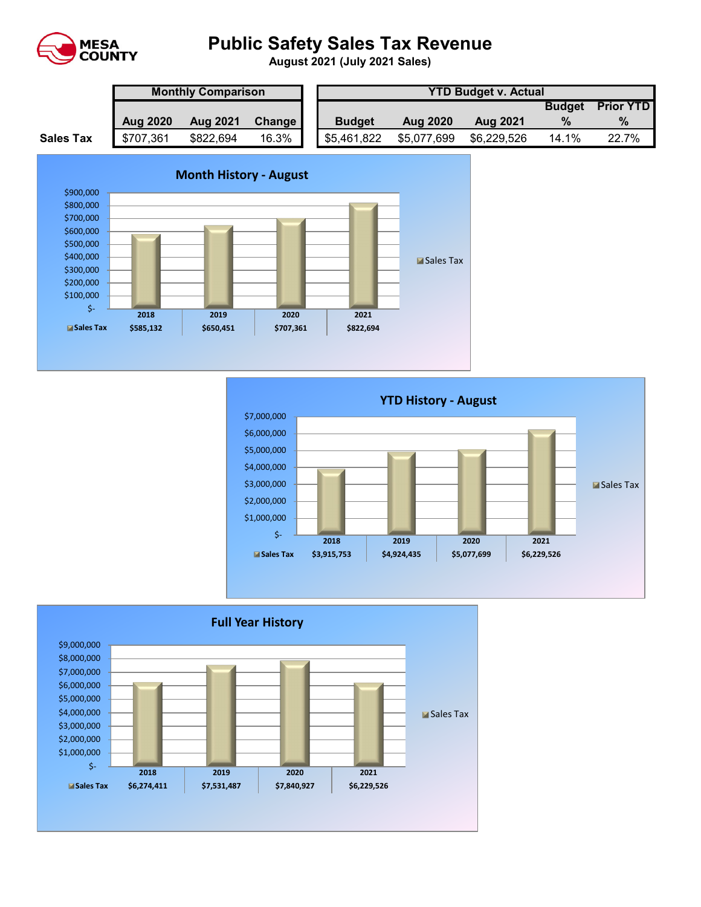MESA COUNTY

# Public Safety Sales Tax Revenue

**August 2021 (July 2021 Sales)**

| | Monthly Comparison | | | YTD Budget v. Actual | | | | |
|---|---|---|---|---|---|---|---|---|
| | Aug 2020 | Aug 2021 | Change | Budget | Aug 2020 | Aug 2021 | Budget % | Prior YTD % |
| **Sales Tax** | $707,361 | $822,694 | 16.3% | $5,461,822 | $5,077,699 | $6,229,526 | 14.1% | 22.7% |

## Month History - August

| | 2018 | 2019 | 2020 | 2021 |
|---|---|---|---|---|
| Sales Tax | $585,132 | $650,451 | $707,361 | $822,694 |

## YTD History - August

| | 2018 | 2019 | 2020 | 2021 |
|---|---|---|---|---|
| Sales Tax | $3,915,753 | $4,924,435 | $5,077,699 | $6,229,526 |

## Full Year History

| | 2018 | 2019 | 2020 | 2021 |
|---|---|---|---|---|
| Sales Tax | $6,274,411 | $7,531,487 | $7,840,927 | $6,229,526 |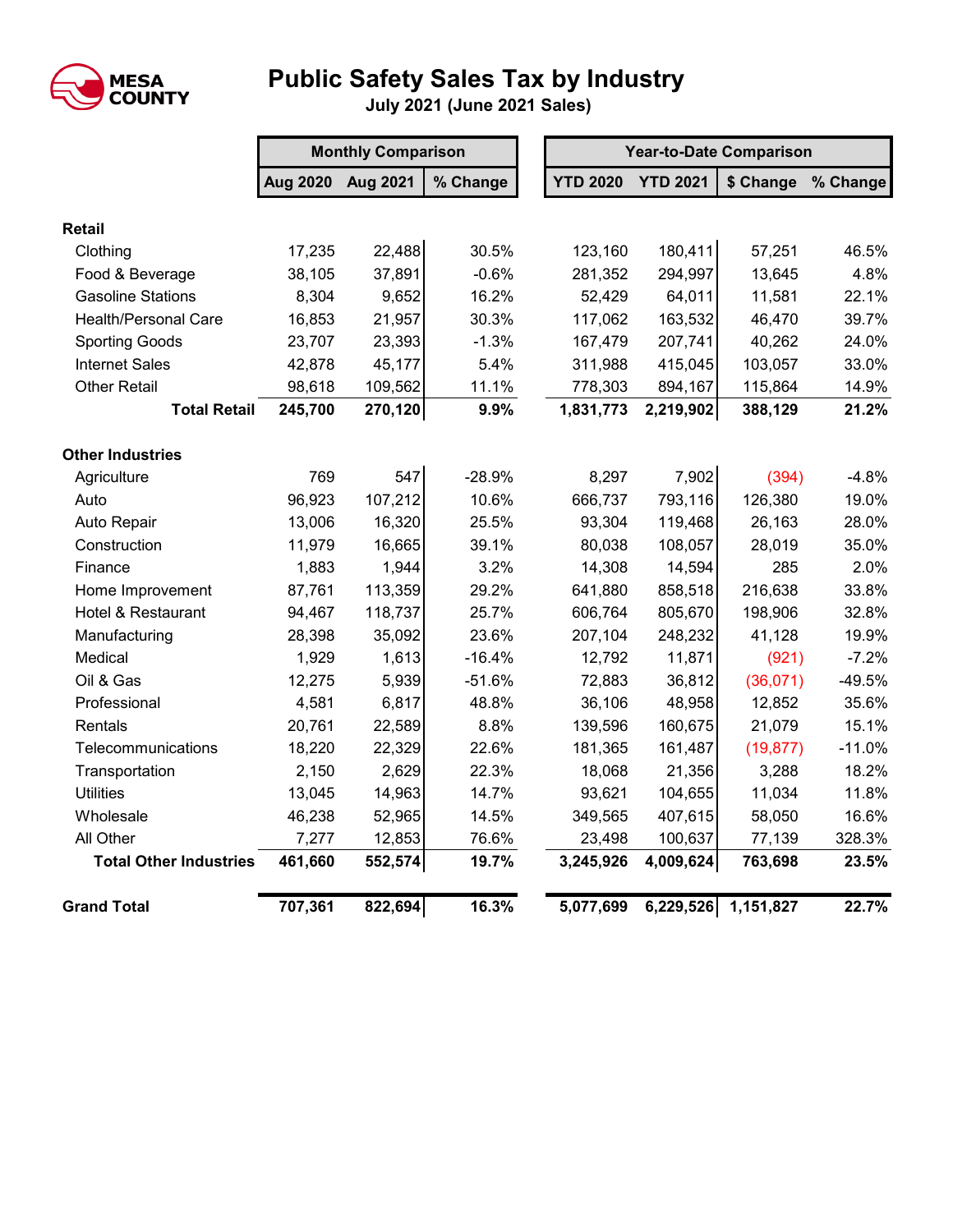# Public Safety Sales Tax by Industry

**July 2021 (June 2021 Sales)**

| | Monthly Comparison | | | Year-to-Date Comparison | | | |
|---|---|---|---|---|---|---|---|
| | **Aug 2020** | **Aug 2021** | **% Change** | **YTD 2020** | **YTD 2021** | **$ Change** | **% Change** |
| **Retail** | | | | | | | |
| Clothing | 17,235 | 22,488 | 30.5% | 123,160 | 180,411 | 57,251 | 46.5% |
| Food & Beverage | 38,105 | 37,891 | -0.6% | 281,352 | 294,997 | 13,645 | 4.8% |
| Gasoline Stations | 8,304 | 9,652 | 16.2% | 52,429 | 64,011 | 11,581 | 22.1% |
| Health/Personal Care | 16,853 | 21,957 | 30.3% | 117,062 | 163,532 | 46,470 | 39.7% |
| Sporting Goods | 23,707 | 23,393 | -1.3% | 167,479 | 207,741 | 40,262 | 24.0% |
| Internet Sales | 42,878 | 45,177 | 5.4% | 311,988 | 415,045 | 103,057 | 33.0% |
| Other Retail | 98,618 | 109,562 | 11.1% | 778,303 | 894,167 | 115,864 | 14.9% |
| **Total Retail** | **245,700** | **270,120** | **9.9%** | **1,831,773** | **2,219,902** | **388,129** | **21.2%** |
| **Other Industries** | | | | | | | |
| Agriculture | 769 | 547 | -28.9% | 8,297 | 7,902 | (394) | -4.8% |
| Auto | 96,923 | 107,212 | 10.6% | 666,737 | 793,116 | 126,380 | 19.0% |
| Auto Repair | 13,006 | 16,320 | 25.5% | 93,304 | 119,468 | 26,163 | 28.0% |
| Construction | 11,979 | 16,665 | 39.1% | 80,038 | 108,057 | 28,019 | 35.0% |
| Finance | 1,883 | 1,944 | 3.2% | 14,308 | 14,594 | 285 | 2.0% |
| Home Improvement | 87,761 | 113,359 | 29.2% | 641,880 | 858,518 | 216,638 | 33.8% |
| Hotel & Restaurant | 94,467 | 118,737 | 25.7% | 606,764 | 805,670 | 198,906 | 32.8% |
| Manufacturing | 28,398 | 35,092 | 23.6% | 207,104 | 248,232 | 41,128 | 19.9% |
| Medical | 1,929 | 1,613 | -16.4% | 12,792 | 11,871 | (921) | -7.2% |
| Oil & Gas | 12,275 | 5,939 | -51.6% | 72,883 | 36,812 | (36,071) | -49.5% |
| Professional | 4,581 | 6,817 | 48.8% | 36,106 | 48,958 | 12,852 | 35.6% |
| Rentals | 20,761 | 22,589 | 8.8% | 139,596 | 160,675 | 21,079 | 15.1% |
| Telecommunications | 18,220 | 22,329 | 22.6% | 181,365 | 161,487 | (19,877) | -11.0% |
| Transportation | 2,150 | 2,629 | 22.3% | 18,068 | 21,356 | 3,288 | 18.2% |
| Utilities | 13,045 | 14,963 | 14.7% | 93,621 | 104,655 | 11,034 | 11.8% |
| Wholesale | 46,238 | 52,965 | 14.5% | 349,565 | 407,615 | 58,050 | 16.6% |
| All Other | 7,277 | 12,853 | 76.6% | 23,498 | 100,637 | 77,139 | 328.3% |
| **Total Other Industries** | **461,660** | **552,574** | **19.7%** | **3,245,926** | **4,009,624** | **763,698** | **23.5%** |
| **Grand Total** | **707,361** | **822,694** | **16.3%** | **5,077,699** | **6,229,526** | **1,151,827** | **22.7%** |